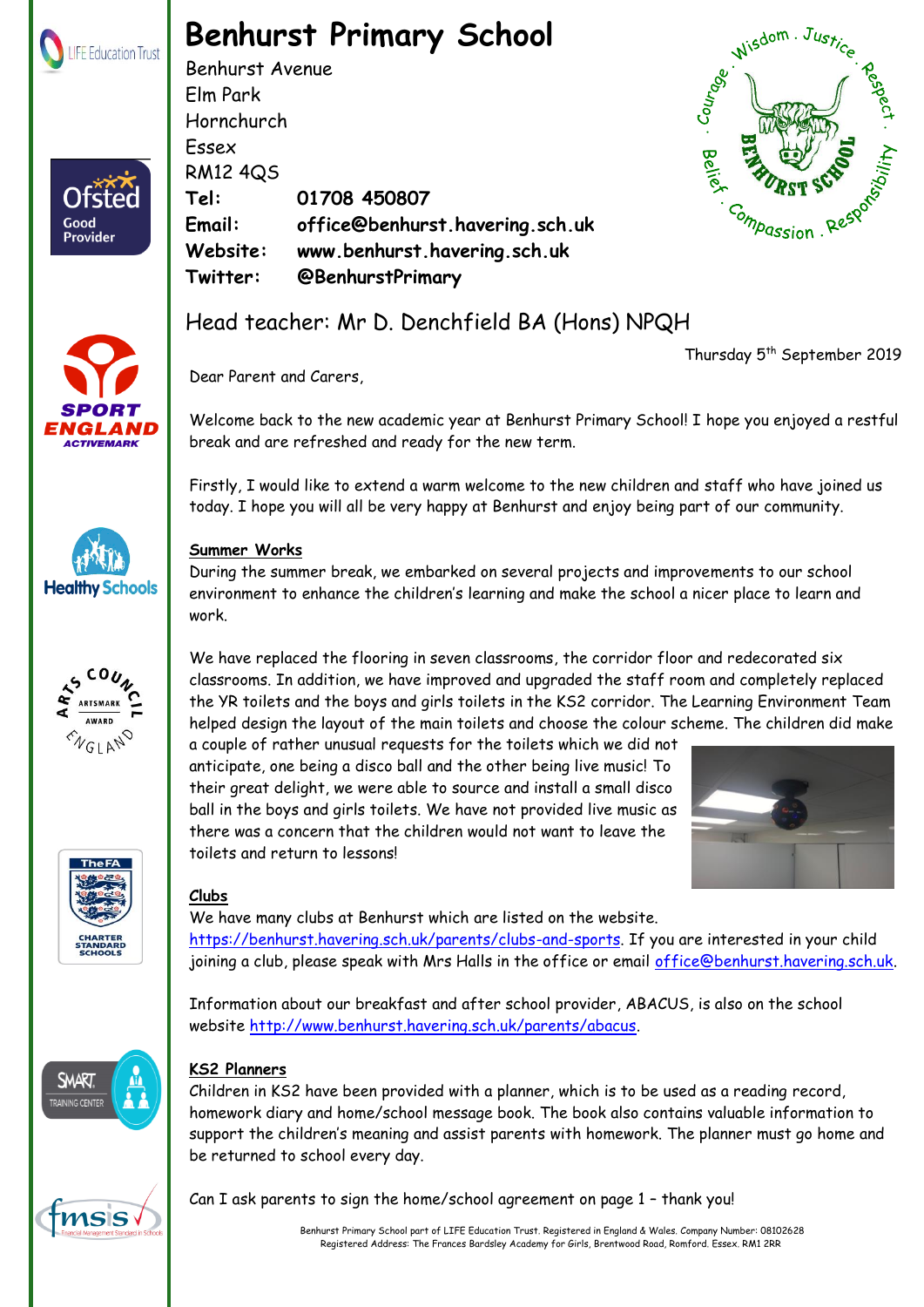# Benhurst Primary School

Benhurst Avenue
Elm Park
Hornchurch
Essex
RM12 4QS

**Tel:** **01708 450807**
**Email:** **office@benhurst.havering.sch.uk**
**Website:** **www.benhurst.havering.sch.uk**
**Twitter:** **@BenhurstPrimary**

## Head teacher: Mr D. Denchfield BA (Hons) NPQH

Thursday 5th September 2019

Dear Parent and Carers,

Welcome back to the new academic year at Benhurst Primary School! I hope you enjoyed a restful break and are refreshed and ready for the new term.

Firstly, I would like to extend a warm welcome to the new children and staff who have joined us today. I hope you will all be very happy at Benhurst and enjoy being part of our community.

**Summer Works**

During the summer break, we embarked on several projects and improvements to our school environment to enhance the children's learning and make the school a nicer place to learn and work.

We have replaced the flooring in seven classrooms, the corridor floor and redecorated six classrooms. In addition, we have improved and upgraded the staff room and completely replaced the YR toilets and the boys and girls toilets in the KS2 corridor. The Learning Environment Team helped design the layout of the main toilets and choose the colour scheme. The children did make a couple of rather unusual requests for the toilets which we did not anticipate, one being a disco ball and the other being live music! To their great delight, we were able to source and install a small disco ball in the boys and girls toilets. We have not provided live music as there was a concern that the children would not want to leave the toilets and return to lessons!

**Clubs**

We have many clubs at Benhurst which are listed on the website. https://benhurst.havering.sch.uk/parents/clubs-and-sports. If you are interested in your child joining a club, please speak with Mrs Halls in the office or email office@benhurst.havering.sch.uk.

Information about our breakfast and after school provider, ABACUS, is also on the school website http://www.benhurst.havering.sch.uk/parents/abacus.

**KS2 Planners**

Children in KS2 have been provided with a planner, which is to be used as a reading record, homework diary and home/school message book. The book also contains valuable information to support the children's meaning and assist parents with homework. The planner must go home and be returned to school every day.

Can I ask parents to sign the home/school agreement on page 1 – thank you!

Benhurst Primary School part of LIFE Education Trust. Registered in England & Wales. Company Number: 08102628
Registered Address: The Frances Bardsley Academy for Girls, Brentwood Road, Romford. Essex. RM1 2RR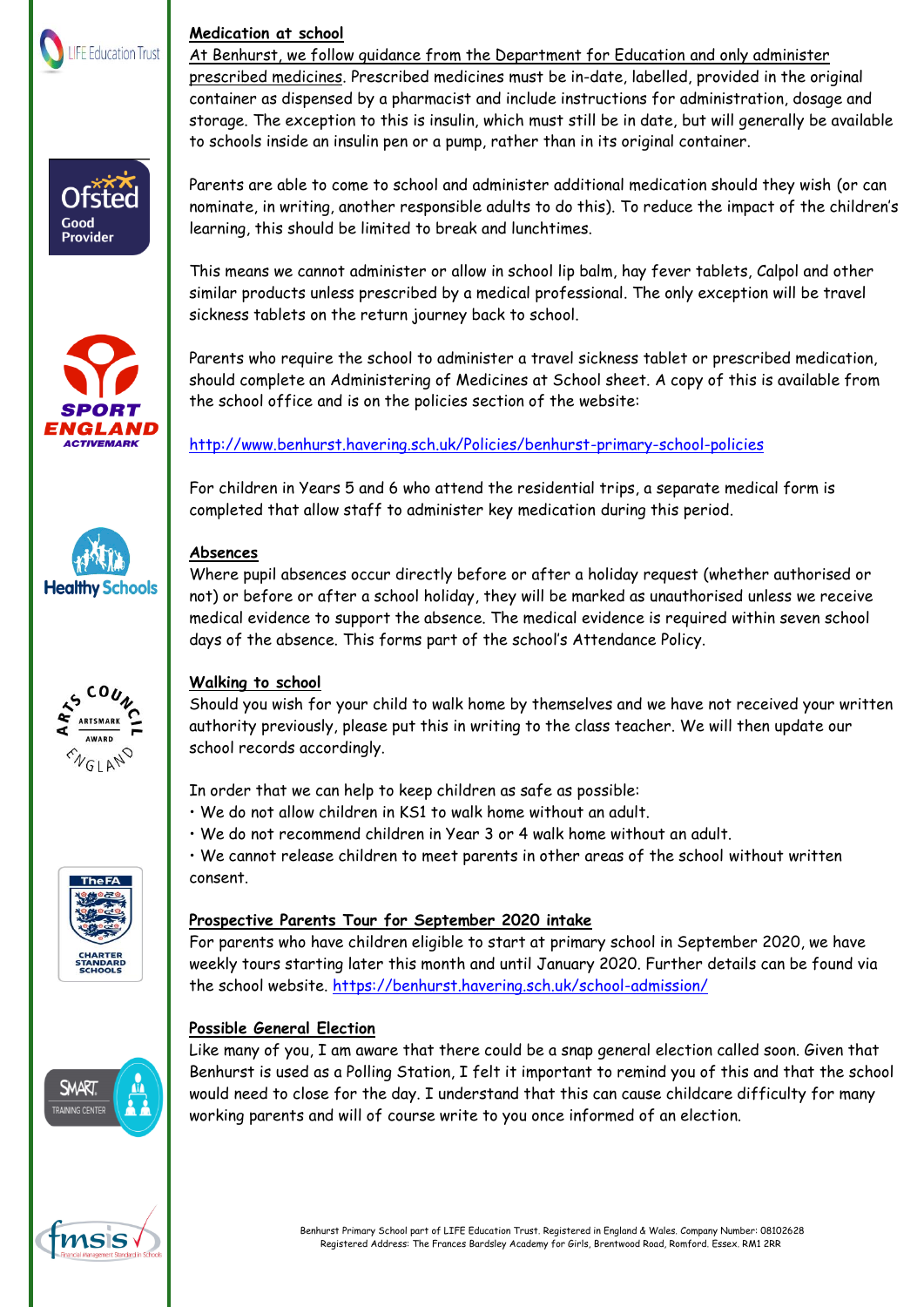## Medication at school

At Benhurst, we follow guidance from the Department for Education and only administer prescribed medicines. Prescribed medicines must be in-date, labelled, provided in the original container as dispensed by a pharmacist and include instructions for administration, dosage and storage. The exception to this is insulin, which must still be in date, but will generally be available to schools inside an insulin pen or a pump, rather than in its original container.

Parents are able to come to school and administer additional medication should they wish (or can nominate, in writing, another responsible adults to do this). To reduce the impact of the children's learning, this should be limited to break and lunchtimes.

This means we cannot administer or allow in school lip balm, hay fever tablets, Calpol and other similar products unless prescribed by a medical professional. The only exception will be travel sickness tablets on the return journey back to school.

Parents who require the school to administer a travel sickness tablet or prescribed medication, should complete an Administering of Medicines at School sheet. A copy of this is available from the school office and is on the policies section of the website:

http://www.benhurst.havering.sch.uk/Policies/benhurst-primary-school-policies

For children in Years 5 and 6 who attend the residential trips, a separate medical form is completed that allow staff to administer key medication during this period.

## Absences

Where pupil absences occur directly before or after a holiday request (whether authorised or not) or before or after a school holiday, they will be marked as unauthorised unless we receive medical evidence to support the absence. The medical evidence is required within seven school days of the absence. This forms part of the school's Attendance Policy.

## Walking to school

Should you wish for your child to walk home by themselves and we have not received your written authority previously, please put this in writing to the class teacher. We will then update our school records accordingly.

In order that we can help to keep children as safe as possible:

- We do not allow children in KS1 to walk home without an adult.
- We do not recommend children in Year 3 or 4 walk home without an adult.
- We cannot release children to meet parents in other areas of the school without written consent.

## Prospective Parents Tour for September 2020 intake

For parents who have children eligible to start at primary school in September 2020, we have weekly tours starting later this month and until January 2020. Further details can be found via the school website. https://benhurst.havering.sch.uk/school-admission/

## Possible General Election

Like many of you, I am aware that there could be a snap general election called soon. Given that Benhurst is used as a Polling Station, I felt it important to remind you of this and that the school would need to close for the day. I understand that this can cause childcare difficulty for many working parents and will of course write to you once informed of an election.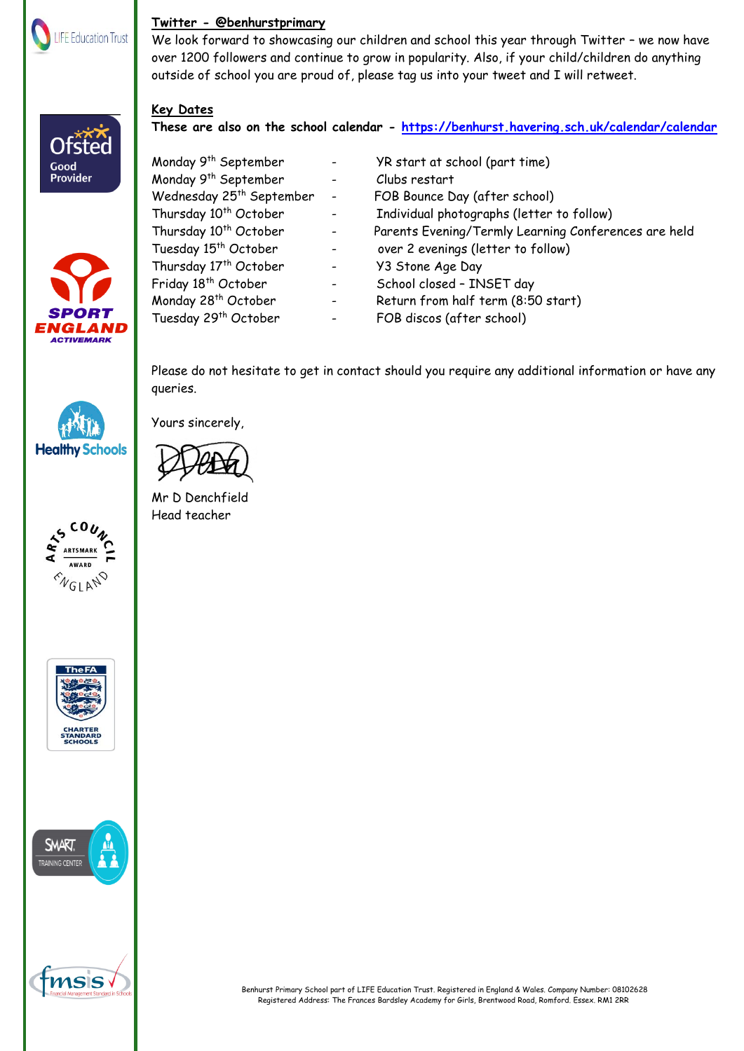**Twitter - @benhurstprimary**

We look forward to showcasing our children and school this year through Twitter – we now have over 1200 followers and continue to grow in popularity. Also, if your child/children do anything outside of school you are proud of, please tag us into your tweet and I will retweet.

**Key Dates**

**These are also on the school calendar - https://benhurst.havering.sch.uk/calendar/calendar**

| | | |
|---|---|---|
| Monday 9th September | - | YR start at school (part time) |
| Monday 9th September | - | Clubs restart |
| Wednesday 25th September | - | FOB Bounce Day (after school) |
| Thursday 10th October | - | Individual photographs (letter to follow) |
| Thursday 10th October | - | Parents Evening/Termly Learning Conferences are held |
| Tuesday 15th October | - | over 2 evenings (letter to follow) |
| Thursday 17th October | - | Y3 Stone Age Day |
| Friday 18th October | - | School closed – INSET day |
| Monday 28th October | - | Return from half term (8:50 start) |
| Tuesday 29th October | - | FOB discos (after school) |

Please do not hesitate to get in contact should you require any additional information or have any queries.

Yours sincerely,

Mr D Denchfield
Head teacher

Benhurst Primary School part of LIFE Education Trust. Registered in England & Wales. Company Number: 08102628
Registered Address: The Frances Bardsley Academy for Girls, Brentwood Road, Romford. Essex. RM1 2RR